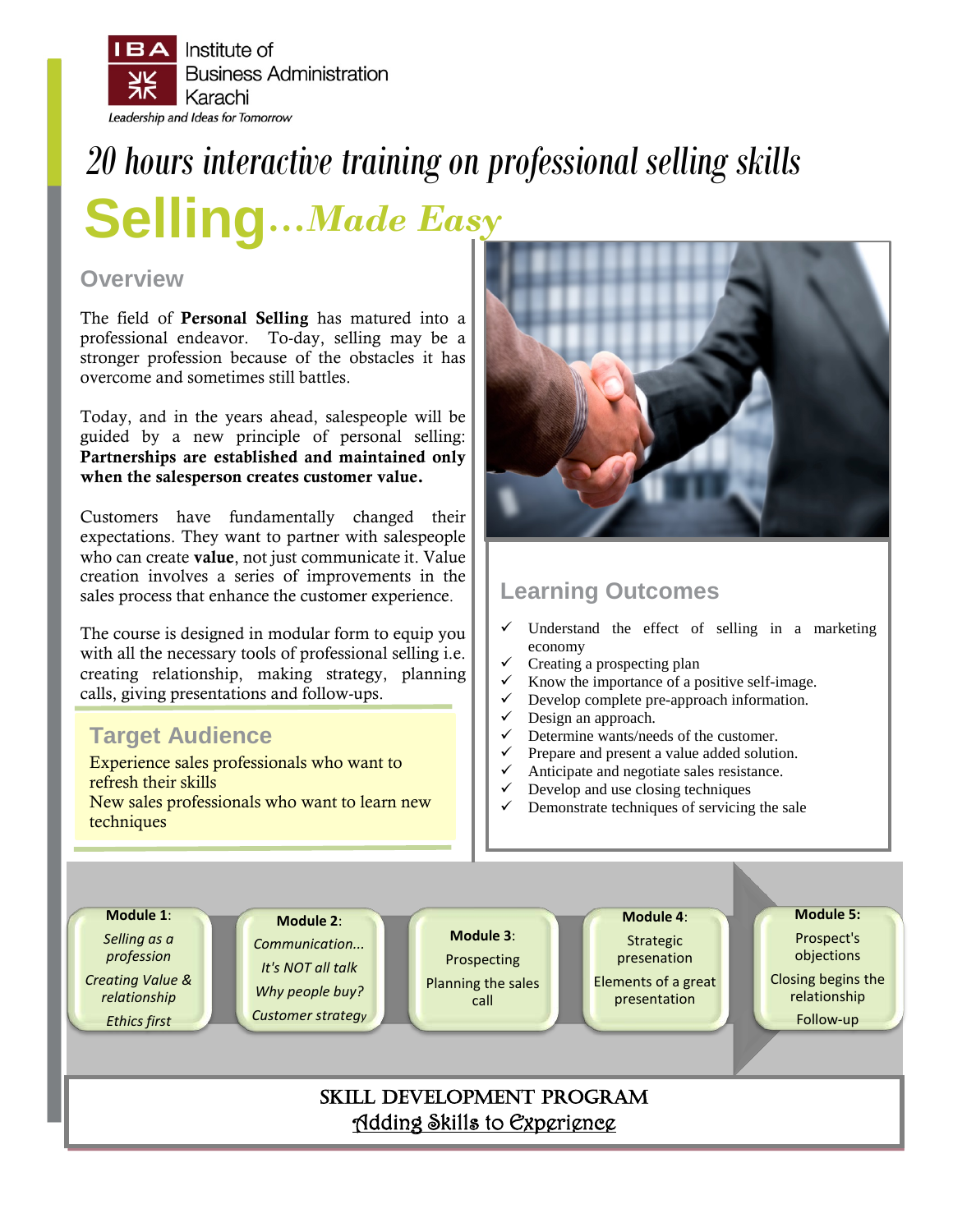IBA Institute of Business Administration Karachi

*Leadership and Ideas for Tomorrow*

# *20 hours interactive training on professional selling skills*

# Selling*...Made Easy*

## Overview

The field of **Personal Selling** has matured into a professional endeavor. To-day, selling may be a stronger profession because of the obstacles it has overcome and sometimes still battles.

Today, and in the years ahead, salespeople will be guided by a new principle of personal selling: **Partnerships are established and maintained only when the salesperson creates customer value.**

Customers have fundamentally changed their expectations. They want to partner with salespeople who can create **value**, not just communicate it. Value creation involves a series of improvements in the sales process that enhance the customer experience.

The course is designed in modular form to equip you with all the necessary tools of professional selling i.e. creating relationship, making strategy, planning calls, giving presentations and follow-ups.

## Target Audience

Experience sales professionals who want to refresh their skills

New sales professionals who want to learn new techniques

## Learning Outcomes

- ✓ Understand the effect of selling in a marketing economy
- ✓ Creating a prospecting plan
- ✓ Know the importance of a positive self-image.
- ✓ Develop complete pre-approach information.
- ✓ Design an approach.
- ✓ Determine wants/needs of the customer.
- ✓ Prepare and present a value added solution.
- ✓ Anticipate and negotiate sales resistance.
- ✓ Develop and use closing techniques
- ✓ Demonstrate techniques of servicing the sale

**Module 1**:
*Selling as a profession*
*Creating Value & relationship*
*Ethics first*

**Module 2**:
*Communication...*
*It's NOT all talk*
*Why people buy?*
*Customer strategy*

**Module 3**:
Prospecting
Planning the sales call

**Module 4**:
Strategic presenation
Elements of a great presentation

**Module 5:**
Prospect's objections
Closing begins the relationship
Follow-up

SKILL DEVELOPMENT PROGRAM

Adding Skills to Experience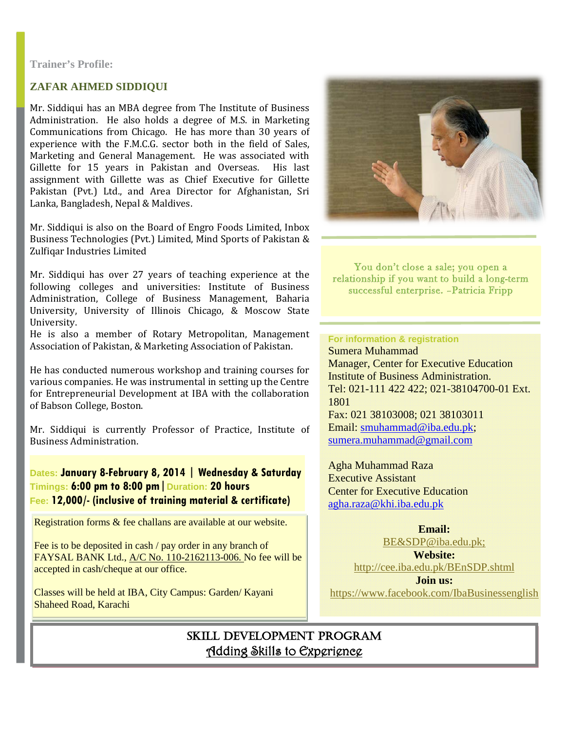## Trainer's Profile:

### ZAFAR AHMED SIDDIQUI

Mr. Siddiqui has an MBA degree from The Institute of Business Administration. He also holds a degree of M.S. in Marketing Communications from Chicago. He has more than 30 years of experience with the F.M.C.G. sector both in the field of Sales, Marketing and General Management. He was associated with Gillette for 15 years in Pakistan and Overseas. His last assignment with Gillette was as Chief Executive for Gillette Pakistan (Pvt.) Ltd., and Area Director for Afghanistan, Sri Lanka, Bangladesh, Nepal & Maldives.

Mr. Siddiqui is also on the Board of Engro Foods Limited, Inbox Business Technologies (Pvt.) Limited, Mind Sports of Pakistan & Zulfiqar Industries Limited

Mr. Siddiqui has over 27 years of teaching experience at the following colleges and universities: Institute of Business Administration, College of Business Management, Baharia University, University of Illinois Chicago, & Moscow State University.
He is also a member of Rotary Metropolitan, Management Association of Pakistan, & Marketing Association of Pakistan.

He has conducted numerous workshop and training courses for various companies. He was instrumental in setting up the Centre for Entrepreneurial Development at IBA with the collaboration of Babson College, Boston.

Mr. Siddiqui is currently Professor of Practice, Institute of Business Administration.

Dates: **January 8-February 8, 2014 | Wednesday & Saturday**
Timings: **6:00 pm to 8:00 pm** | Duration: **20 hours**
Fee: **12,000/- (inclusive of training material & certificate)**

Registration forms & fee challans are available at our website.

Fee is to be deposited in cash / pay order in any branch of FAYSAL BANK Ltd., A/C No. 110-2162113-006. No fee will be accepted in cash/cheque at our office.

Classes will be held at IBA, City Campus: Garden/ Kayani Shaheed Road, Karachi

*You don't close a sale; you open a relationship if you want to build a long-term successful enterprise. -Patricia Fripp*

**For information & registration**

Sumera Muhammad
Manager, Center for Executive Education
Institute of Business Administration.
Tel: 021-111 422 422; 021-38104700-01 Ext. 1801
Fax: 021 38103008; 021 38103011
Email: smuhammad@iba.edu.pk; sumera.muhammad@gmail.com

Agha Muhammad Raza
Executive Assistant
Center for Executive Education
agha.raza@khi.iba.edu.pk

**Email:**
BE&SDP@iba.edu.pk;
**Website:**
http://cee.iba.edu.pk/BEnSDP.shtml
**Join us:**
https://www.facebook.com/IbaBusinessenglish

SKILL DEVELOPMENT PROGRAM
Adding Skills to Experience